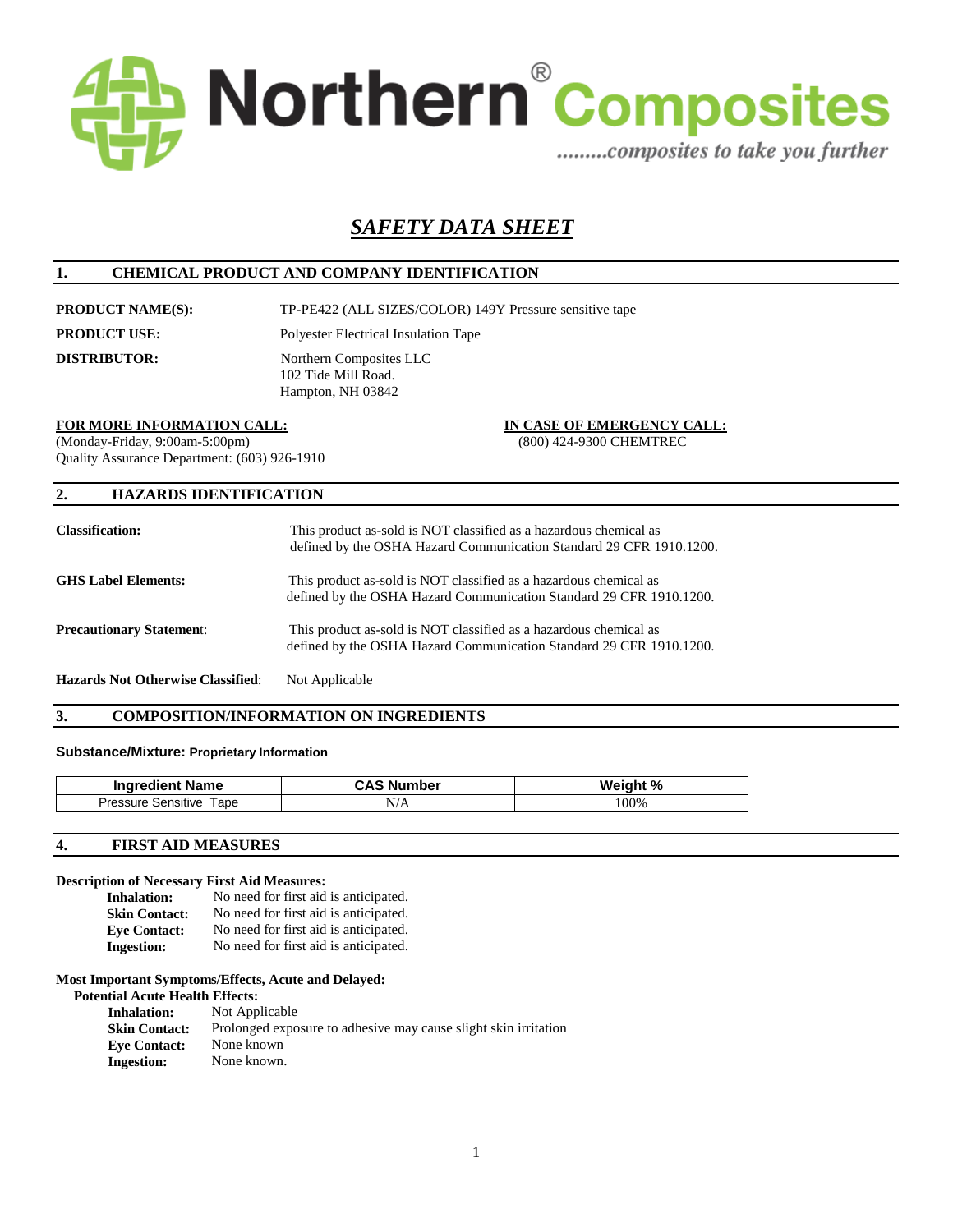**Northern® Composites**

*.........composites to take you further*

# *SAFETY DATA SHEET*

## 1. CHEMICAL PRODUCT AND COMPANY IDENTIFICATION

**PRODUCT NAME(S):** TP-PE422 (ALL SIZES/COLOR) 149Y Pressure sensitive tape

**PRODUCT USE:** Polyester Electrical Insulation Tape

**DISTRIBUTOR:** Northern Composites LLC
102 Tide Mill Road.
Hampton, NH 03842

**FOR MORE INFORMATION CALL:**
(Monday-Friday, 9:00am-5:00pm)
Quality Assurance Department: (603) 926-1910

**IN CASE OF EMERGENCY CALL:**
(800) 424-9300 CHEMTREC

## 2. HAZARDS IDENTIFICATION

**Classification:** This product as-sold is NOT classified as a hazardous chemical as defined by the OSHA Hazard Communication Standard 29 CFR 1910.1200.

**GHS Label Elements:** This product as-sold is NOT classified as a hazardous chemical as defined by the OSHA Hazard Communication Standard 29 CFR 1910.1200.

**Precautionary Statement:** This product as-sold is NOT classified as a hazardous chemical as defined by the OSHA Hazard Communication Standard 29 CFR 1910.1200.

**Hazards Not Otherwise Classified:** Not Applicable

## 3. COMPOSITION/INFORMATION ON INGREDIENTS

**Substance/Mixture: Proprietary Information**

| Ingredient Name | CAS Number | Weight % |
|---|---|---|
| Pressure Sensitive Tape | N/A | 100% |

## 4. FIRST AID MEASURES

**Description of Necessary First Aid Measures:**

**Inhalation:** No need for first aid is anticipated.
**Skin Contact:** No need for first aid is anticipated.
**Eye Contact:** No need for first aid is anticipated.
**Ingestion:** No need for first aid is anticipated.

**Most Important Symptoms/Effects, Acute and Delayed:**

**Potential Acute Health Effects:**

**Inhalation:** Not Applicable
**Skin Contact:** Prolonged exposure to adhesive may cause slight skin irritation
**Eye Contact:** None known
**Ingestion:** None known.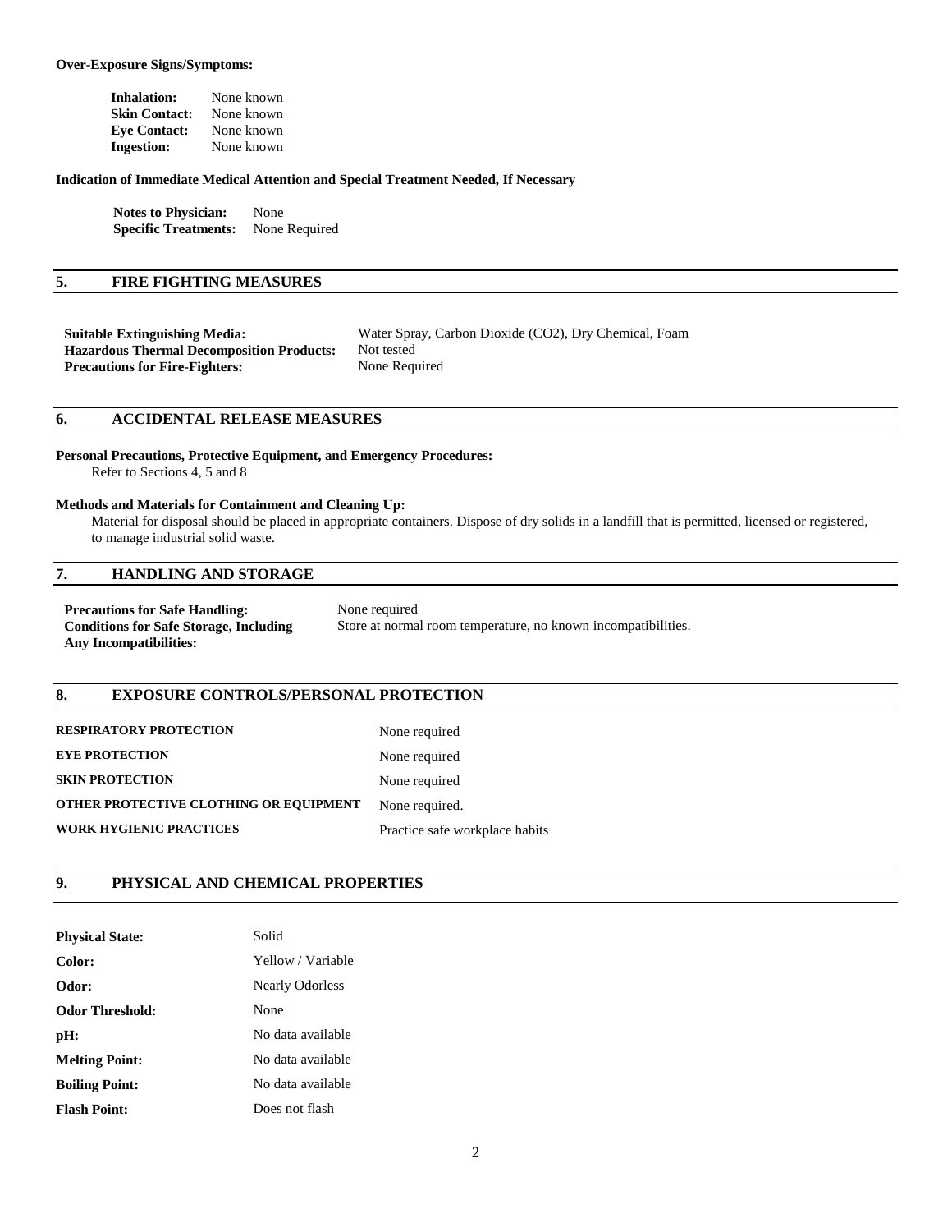**Over-Exposure Signs/Symptoms:**

| | |
|---|---|
| **Inhalation:** | None known |
| **Skin Contact:** | None known |
| **Eye Contact:** | None known |
| **Ingestion:** | None known |

**Indication of Immediate Medical Attention and Special Treatment Needed, If Necessary**

| | |
|---|---|
| **Notes to Physician:** | None |
| **Specific Treatments:** | None Required |

## 5. FIRE FIGHTING MEASURES

| | |
|---|---|
| **Suitable Extinguishing Media:** | Water Spray, Carbon Dioxide ($CO_2$), Dry Chemical, Foam |
| **Hazardous Thermal Decomposition Products:** | Not tested |
| **Precautions for Fire-Fighters:** | None Required |

## 6. ACCIDENTAL RELEASE MEASURES

**Personal Precautions, Protective Equipment, and Emergency Procedures:**
Refer to Sections 4, 5 and 8

**Methods and Materials for Containment and Cleaning Up:**
Material for disposal should be placed in appropriate containers. Dispose of dry solids in a landfill that is permitted, licensed or registered, to manage industrial solid waste.

## 7. HANDLING AND STORAGE

| | |
|---|---|
| **Precautions for Safe Handling:** | None required |
| **Conditions for Safe Storage, Including Any Incompatibilities:** | Store at normal room temperature, no known incompatibilities. |

## 8. EXPOSURE CONTROLS/PERSONAL PROTECTION

| | |
|---|---|
| **RESPIRATORY PROTECTION** | None required |
| **EYE PROTECTION** | None required |
| **SKIN PROTECTION** | None required |
| **OTHER PROTECTIVE CLOTHING OR EQUIPMENT** | None required. |
| **WORK HYGIENIC PRACTICES** | Practice safe workplace habits |

## 9. PHYSICAL AND CHEMICAL PROPERTIES

| | |
|---|---|
| **Physical State:** | Solid |
| **Color:** | Yellow / Variable |
| **Odor:** | Nearly Odorless |
| **Odor Threshold:** | None |
| **pH:** | No data available |
| **Melting Point:** | No data available |
| **Boiling Point:** | No data available |
| **Flash Point:** | Does not flash |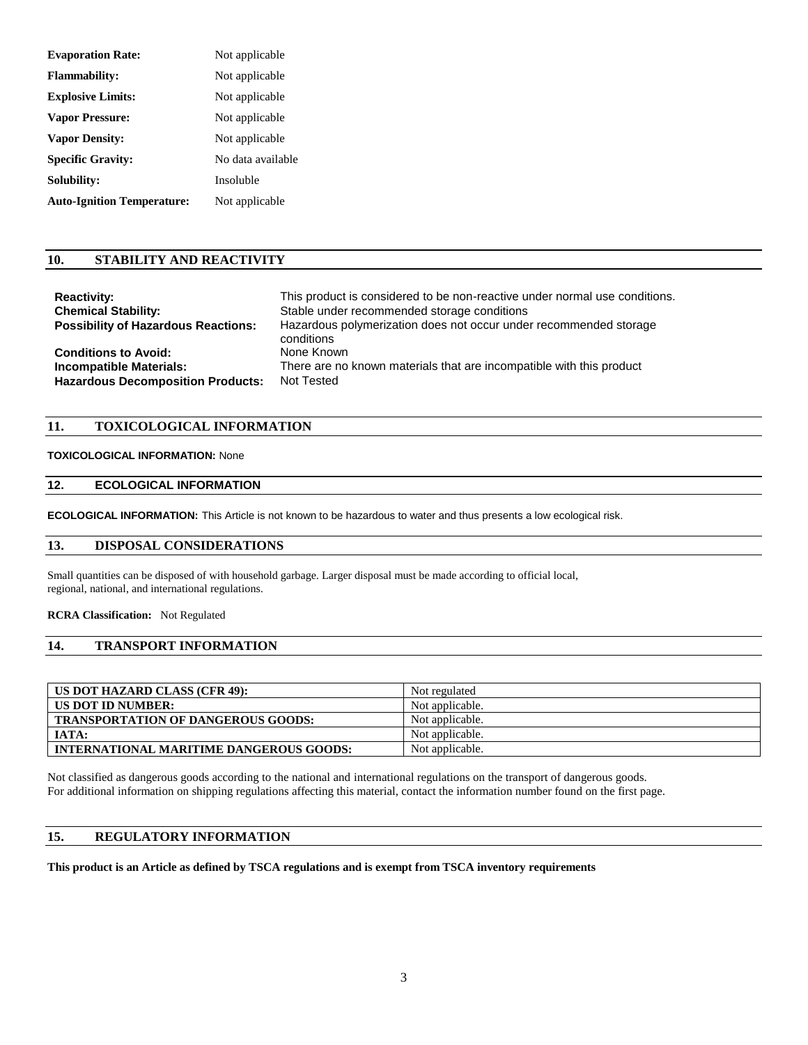| | |
|---|---|
| **Evaporation Rate:** | Not applicable |
| **Flammability:** | Not applicable |
| **Explosive Limits:** | Not applicable |
| **Vapor Pressure:** | Not applicable |
| **Vapor Density:** | Not applicable |
| **Specific Gravity:** | No data available |
| **Solubility:** | Insoluble |
| **Auto-Ignition Temperature:** | Not applicable |

## 10. STABILITY AND REACTIVITY

| | |
|---|---|
| **Reactivity:** | This product is considered to be non-reactive under normal use conditions. |
| **Chemical Stability:** | Stable under recommended storage conditions |
| **Possibility of Hazardous Reactions:** | Hazardous polymerization does not occur under recommended storage conditions |
| **Conditions to Avoid:** | None Known |
| **Incompatible Materials:** | There are no known materials that are incompatible with this product |
| **Hazardous Decomposition Products:** | Not Tested |

## 11. TOXICOLOGICAL INFORMATION

**TOXICOLOGICAL INFORMATION:** None

## 12. ECOLOGICAL INFORMATION

**ECOLOGICAL INFORMATION:** This Article is not known to be hazardous to water and thus presents a low ecological risk.

## 13. DISPOSAL CONSIDERATIONS

Small quantities can be disposed of with household garbage. Larger disposal must be made according to official local, regional, national, and international regulations.

**RCRA Classification:** Not Regulated

## 14. TRANSPORT INFORMATION

| | |
|---|---|
| **US DOT HAZARD CLASS (CFR 49):** | Not regulated |
| **US DOT ID NUMBER:** | Not applicable. |
| **TRANSPORTATION OF DANGEROUS GOODS:** | Not applicable. |
| **IATA:** | Not applicable. |
| **INTERNATIONAL MARITIME DANGEROUS GOODS:** | Not applicable. |

Not classified as dangerous goods according to the national and international regulations on the transport of dangerous goods.
For additional information on shipping regulations affecting this material, contact the information number found on the first page.

## 15. REGULATORY INFORMATION

**This product is an Article as defined by TSCA regulations and is exempt from TSCA inventory requirements**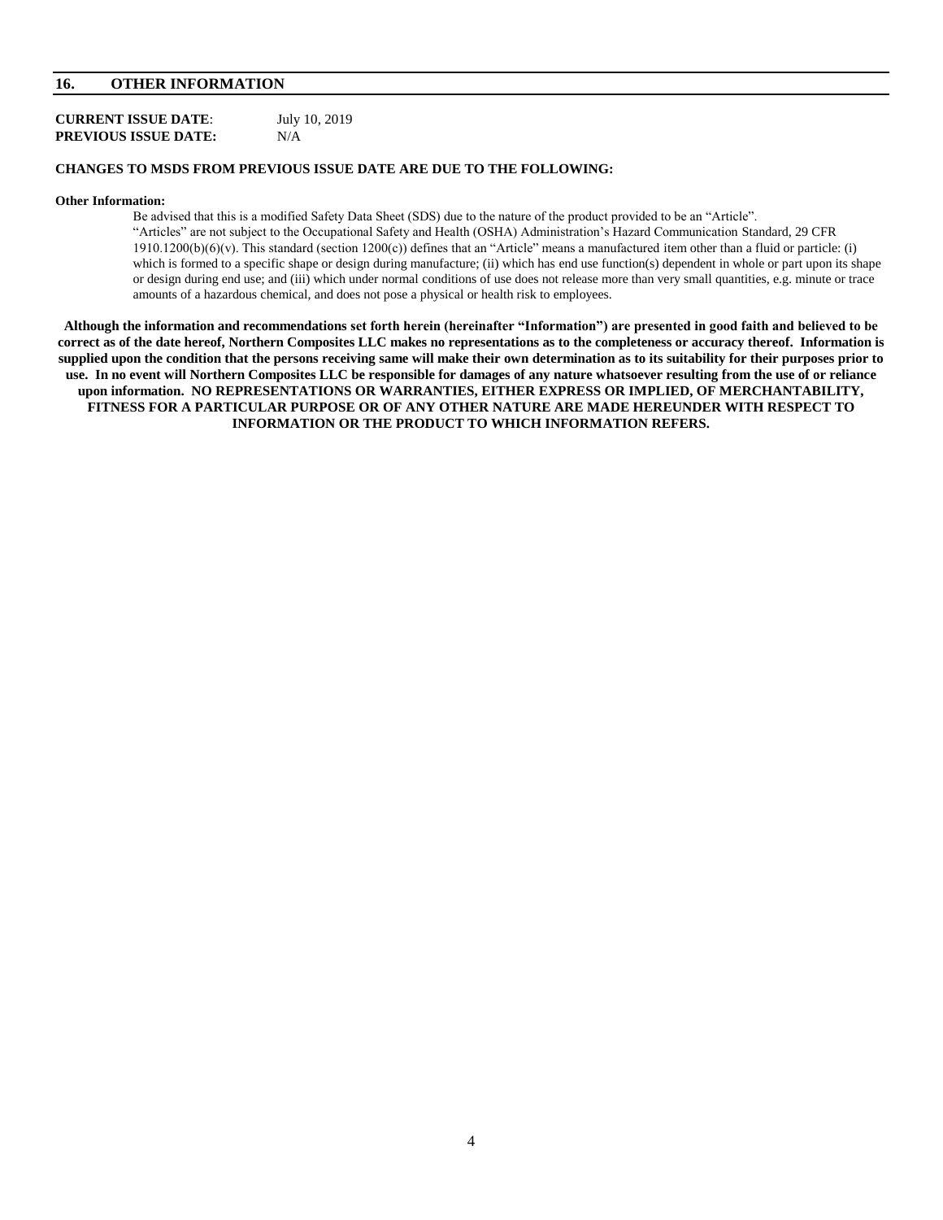## 16. OTHER INFORMATION

**CURRENT ISSUE DATE**: July 10, 2019
**PREVIOUS ISSUE DATE:** N/A

**CHANGES TO MSDS FROM PREVIOUS ISSUE DATE ARE DUE TO THE FOLLOWING:**

**Other Information:**

Be advised that this is a modified Safety Data Sheet (SDS) due to the nature of the product provided to be an "Article".
"Articles" are not subject to the Occupational Safety and Health (OSHA) Administration's Hazard Communication Standard, 29 CFR 1910.1200(b)(6)(v). This standard (section 1200(c)) defines that an "Article" means a manufactured item other than a fluid or particle: (i) which is formed to a specific shape or design during manufacture; (ii) which has end use function(s) dependent in whole or part upon its shape or design during end use; and (iii) which under normal conditions of use does not release more than very small quantities, e.g. minute or trace amounts of a hazardous chemical, and does not pose a physical or health risk to employees.

**Although the information and recommendations set forth herein (hereinafter "Information") are presented in good faith and believed to be correct as of the date hereof, Northern Composites LLC makes no representations as to the completeness or accuracy thereof. Information is supplied upon the condition that the persons receiving same will make their own determination as to its suitability for their purposes prior to use. In no event will Northern Composites LLC be responsible for damages of any nature whatsoever resulting from the use of or reliance upon information. NO REPRESENTATIONS OR WARRANTIES, EITHER EXPRESS OR IMPLIED, OF MERCHANTABILITY, FITNESS FOR A PARTICULAR PURPOSE OR OF ANY OTHER NATURE ARE MADE HEREUNDER WITH RESPECT TO INFORMATION OR THE PRODUCT TO WHICH INFORMATION REFERS.**